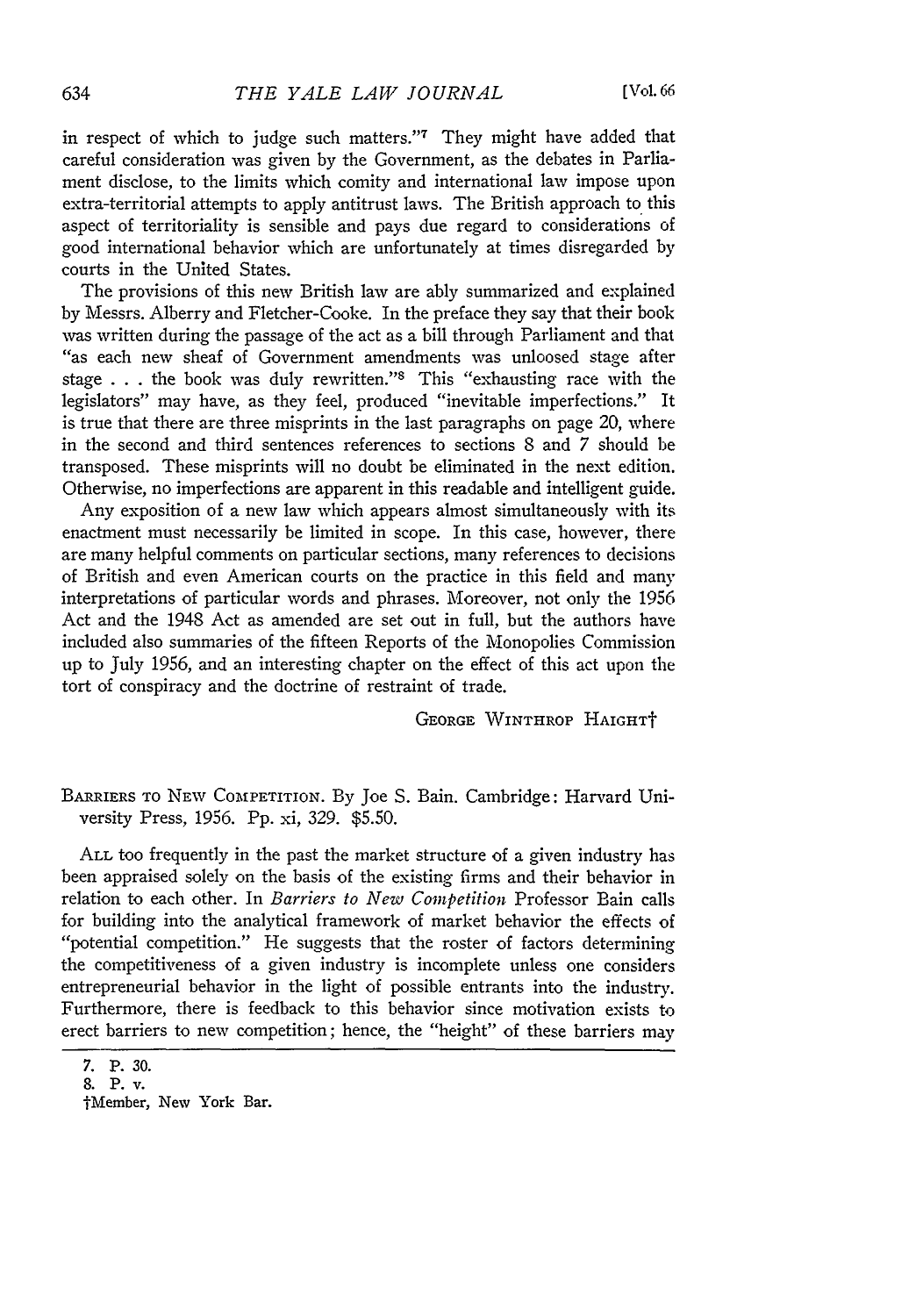in respect of which to judge such matters."[7] They might have added that careful consideration was given by the Government, as the debates in Parliament disclose, to the limits which comity and international law impose upon extra-territorial attempts to apply antitrust laws. The British approach to this aspect of territoriality is sensible and pays due regard to considerations of good international behavior which are unfortunately at times disregarded by courts in the United States.

The provisions of this new British law are ably summarized and explained by Messrs. Alberry and Fletcher-Cooke. In the preface they say that their book was written during the passage of the act as a bill through Parliament and that "as each new sheaf of Government amendments was unloosed stage after stage . . . the book was duly rewritten."[8] This "exhausting race with the legislators" may have, as they feel, produced "inevitable imperfections." It is true that there are three misprints in the last paragraphs on page 20, where in the second and third sentences references to sections 8 and 7 should be transposed. These misprints will no doubt be eliminated in the next edition. Otherwise, no imperfections are apparent in this readable and intelligent guide.

Any exposition of a new law which appears almost simultaneously with its enactment must necessarily be limited in scope. In this case, however, there are many helpful comments on particular sections, many references to decisions of British and even American courts on the practice in this field and many interpretations of particular words and phrases. Moreover, not only the 1956 Act and the 1948 Act as amended are set out in full, but the authors have included also summaries of the fifteen Reports of the Monopolies Commission up to July 1956, and an interesting chapter on the effect of this act upon the tort of conspiracy and the doctrine of restraint of trade.

GEORGE WINTHROP HAIGHT†

BARRIERS TO NEW COMPETITION. By Joe S. Bain. Cambridge: Harvard University Press, 1956. Pp. xi, 329. $5.50.

ALL too frequently in the past the market structure of a given industry has been appraised solely on the basis of the existing firms and their behavior in relation to each other. In *Barriers to New Competition* Professor Bain calls for building into the analytical framework of market behavior the effects of "potential competition." He suggests that the roster of factors determining the competitiveness of a given industry is incomplete unless one considers entrepreneurial behavior in the light of possible entrants into the industry. Furthermore, there is feedback to this behavior since motivation exists to erect barriers to new competition; hence, the "height" of these barriers may

7. P. 30.

8. P. v.

†Member, New York Bar.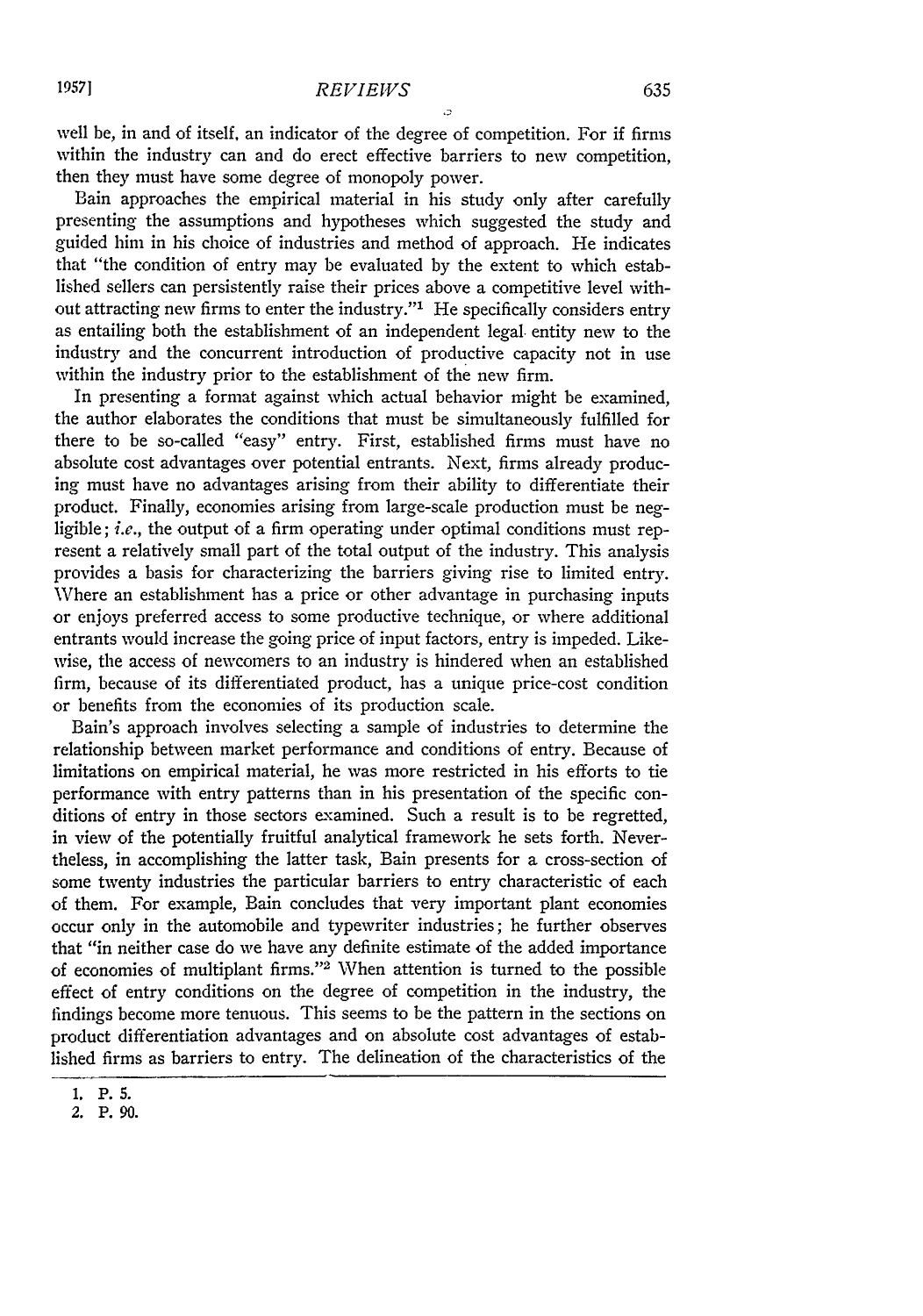well be, in and of itself, an indicator of the degree of competition. For if firms within the industry can and do erect effective barriers to new competition, then they must have some degree of monopoly power.

Bain approaches the empirical material in his study only after carefully presenting the assumptions and hypotheses which suggested the study and guided him in his choice of industries and method of approach. He indicates that "the condition of entry may be evaluated by the extent to which established sellers can persistently raise their prices above a competitive level without attracting new firms to enter the industry."[1] He specifically considers entry as entailing both the establishment of an independent legal entity new to the industry and the concurrent introduction of productive capacity not in use within the industry prior to the establishment of the new firm.

In presenting a format against which actual behavior might be examined, the author elaborates the conditions that must be simultaneously fulfilled for there to be so-called "easy" entry. First, established firms must have no absolute cost advantages over potential entrants. Next, firms already producing must have no advantages arising from their ability to differentiate their product. Finally, economies arising from large-scale production must be negligible; *i.e.*, the output of a firm operating under optimal conditions must represent a relatively small part of the total output of the industry. This analysis provides a basis for characterizing the barriers giving rise to limited entry. Where an establishment has a price or other advantage in purchasing inputs or enjoys preferred access to some productive technique, or where additional entrants would increase the going price of input factors, entry is impeded. Likewise, the access of newcomers to an industry is hindered when an established firm, because of its differentiated product, has a unique price-cost condition or benefits from the economies of its production scale.

Bain's approach involves selecting a sample of industries to determine the relationship between market performance and conditions of entry. Because of limitations on empirical material, he was more restricted in his efforts to tie performance with entry patterns than in his presentation of the specific conditions of entry in those sectors examined. Such a result is to be regretted, in view of the potentially fruitful analytical framework he sets forth. Nevertheless, in accomplishing the latter task, Bain presents for a cross-section of some twenty industries the particular barriers to entry characteristic of each of them. For example, Bain concludes that very important plant economies occur only in the automobile and typewriter industries; he further observes that "in neither case do we have any definite estimate of the added importance of economies of multiplant firms."[2] When attention is turned to the possible effect of entry conditions on the degree of competition in the industry, the findings become more tenuous. This seems to be the pattern in the sections on product differentiation advantages and on absolute cost advantages of established firms as barriers to entry. The delineation of the characteristics of the

1. P. 5.
2. P. 90.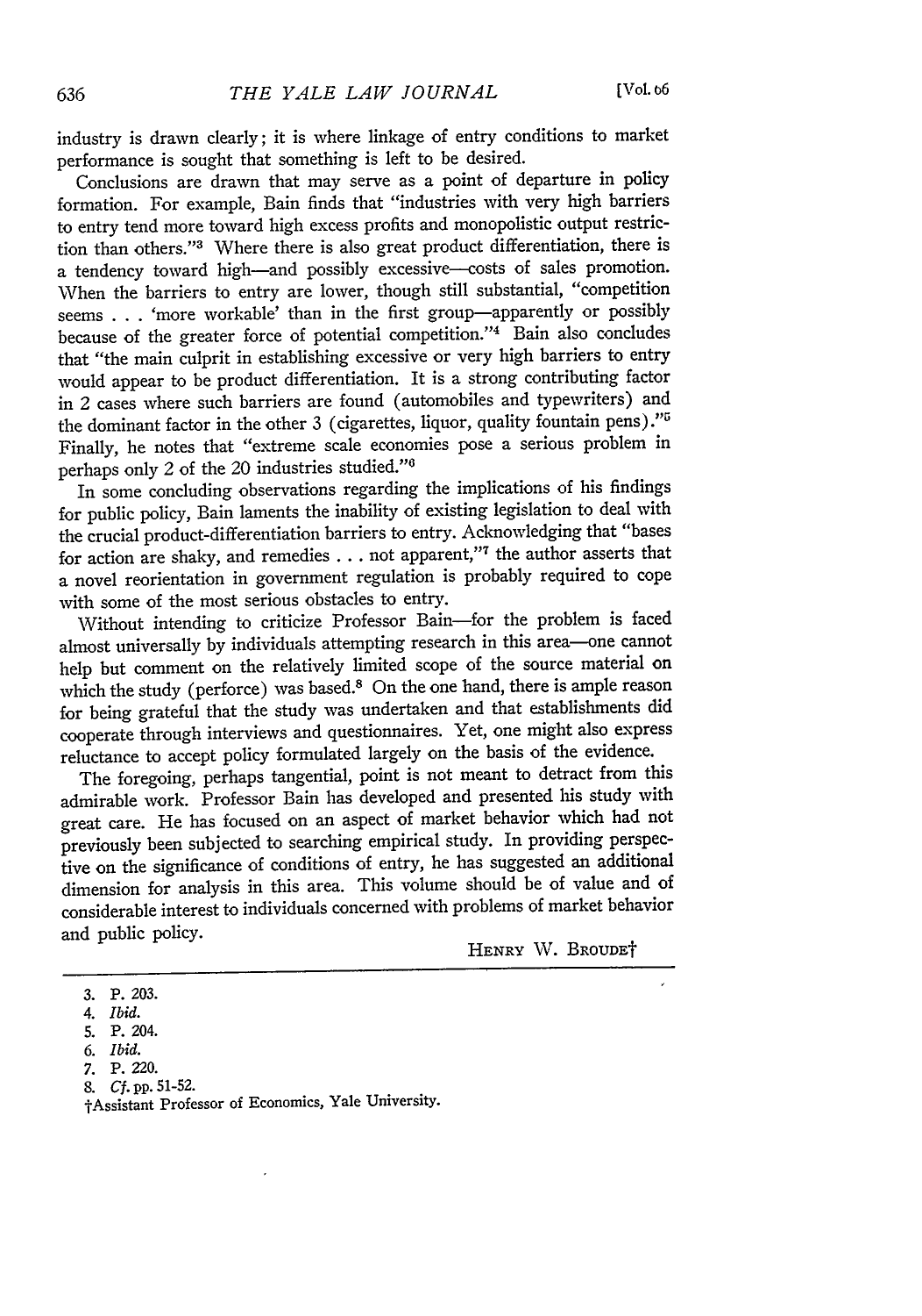industry is drawn clearly; it is where linkage of entry conditions to market performance is sought that something is left to be desired.

Conclusions are drawn that may serve as a point of departure in policy formation. For example, Bain finds that "industries with very high barriers to entry tend more toward high excess profits and monopolistic output restriction than others."[3] Where there is also great product differentiation, there is a tendency toward high—and possibly excessive—costs of sales promotion. When the barriers to entry are lower, though still substantial, "competition seems . . . 'more workable' than in the first group—apparently or possibly because of the greater force of potential competition."[4] Bain also concludes that "the main culprit in establishing excessive or very high barriers to entry would appear to be product differentiation. It is a strong contributing factor in 2 cases where such barriers are found (automobiles and typewriters) and the dominant factor in the other 3 (cigarettes, liquor, quality fountain pens)."[5] Finally, he notes that "extreme scale economies pose a serious problem in perhaps only 2 of the 20 industries studied."[6]

In some concluding observations regarding the implications of his findings for public policy, Bain laments the inability of existing legislation to deal with the crucial product-differentiation barriers to entry. Acknowledging that "bases for action are shaky, and remedies . . . not apparent,"[7] the author asserts that a novel reorientation in government regulation is probably required to cope with some of the most serious obstacles to entry.

Without intending to criticize Professor Bain—for the problem is faced almost universally by individuals attempting research in this area—one cannot help but comment on the relatively limited scope of the source material on which the study (perforce) was based.[8] On the one hand, there is ample reason for being grateful that the study was undertaken and that establishments did cooperate through interviews and questionnaires. Yet, one might also express reluctance to accept policy formulated largely on the basis of the evidence.

The foregoing, perhaps tangential, point is not meant to detract from this admirable work. Professor Bain has developed and presented his study with great care. He has focused on an aspect of market behavior which had not previously been subjected to searching empirical study. In providing perspective on the significance of conditions of entry, he has suggested an additional dimension for analysis in this area. This volume should be of value and of considerable interest to individuals concerned with problems of market behavior and public policy.

HENRY W. BROUDE†

---

3. P. 203.
4. *Ibid.*
5. P. 204.
6. *Ibid.*
7. P. 220.
8. *Cf.* pp. 51-52.

†Assistant Professor of Economics, Yale University.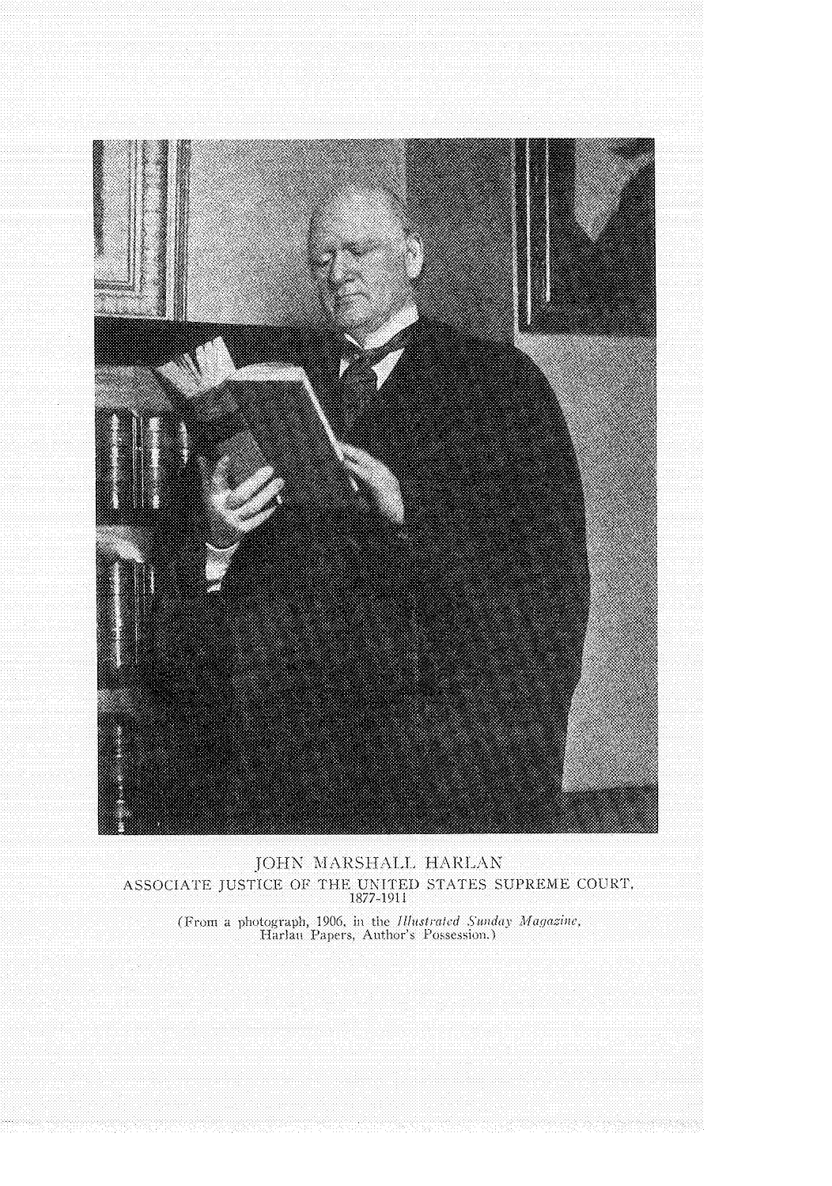JOHN MARSHALL HARLAN

ASSOCIATE JUSTICE OF THE UNITED STATES SUPREME COURT, 1877-1911

(From a photograph, 1906, in the *Illustrated Sunday Magazine*, Harlan Papers, Author's Possession.)